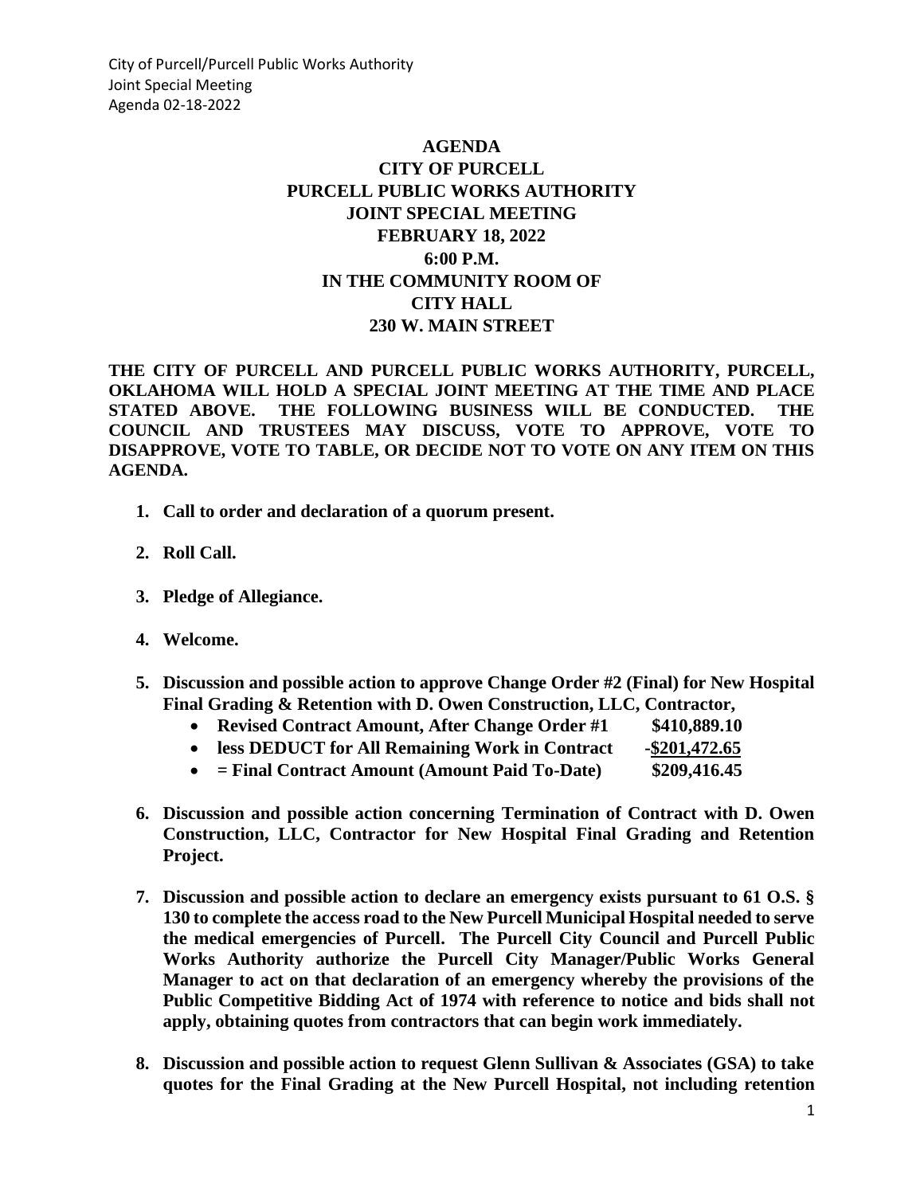# AGENDA
# CITY OF PURCELL
# PURCELL PUBLIC WORKS AUTHORITY
# JOINT SPECIAL MEETING
# FEBRUARY 18, 2022
# 6:00 P.M.
# IN THE COMMUNITY ROOM OF
# CITY HALL
# 230 W. MAIN STREET

**THE CITY OF PURCELL AND PURCELL PUBLIC WORKS AUTHORITY, PURCELL, OKLAHOMA WILL HOLD A SPECIAL JOINT MEETING AT THE TIME AND PLACE STATED ABOVE. THE FOLLOWING BUSINESS WILL BE CONDUCTED. THE COUNCIL AND TRUSTEES MAY DISCUSS, VOTE TO APPROVE, VOTE TO DISAPPROVE, VOTE TO TABLE, OR DECIDE NOT TO VOTE ON ANY ITEM ON THIS AGENDA.**

1. **Call to order and declaration of a quorum present.**

2. **Roll Call.**

3. **Pledge of Allegiance.**

4. **Welcome.**

5. **Discussion and possible action to approve Change Order #2 (Final) for New Hospital Final Grading & Retention with D. Owen Construction, LLC, Contractor,**
   - **Revised Contract Amount, After Change Order #1 $410,889.10**
   - **less DEDUCT for All Remaining Work in Contract -$201,472.65**
   - **= Final Contract Amount (Amount Paid To-Date) $209,416.45**

6. **Discussion and possible action concerning Termination of Contract with D. Owen Construction, LLC, Contractor for New Hospital Final Grading and Retention Project.**

7. **Discussion and possible action to declare an emergency exists pursuant to 61 O.S. § 130 to complete the access road to the New Purcell Municipal Hospital needed to serve the medical emergencies of Purcell. The Purcell City Council and Purcell Public Works Authority authorize the Purcell City Manager/Public Works General Manager to act on that declaration of an emergency whereby the provisions of the Public Competitive Bidding Act of 1974 with reference to notice and bids shall not apply, obtaining quotes from contractors that can begin work immediately.**

8. **Discussion and possible action to request Glenn Sullivan & Associates (GSA) to take quotes for the Final Grading at the New Purcell Hospital, not including retention**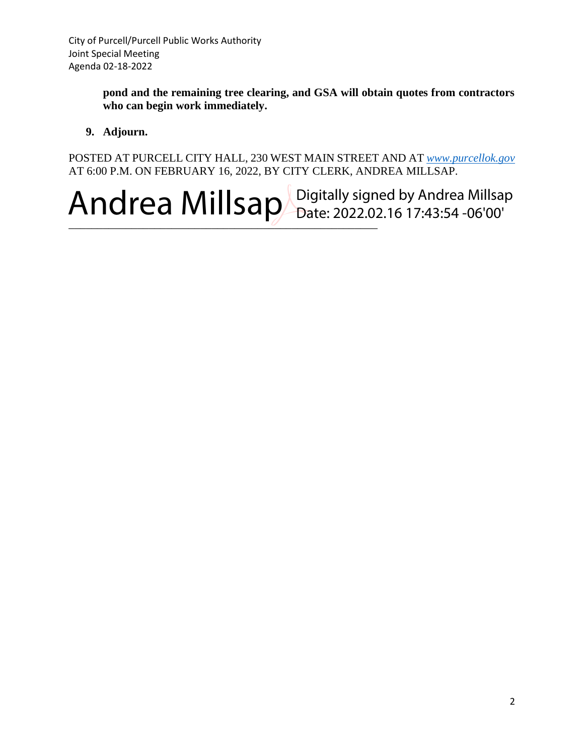**pond and the remaining tree clearing, and GSA will obtain quotes from contractors who can begin work immediately.**

9. **Adjourn.**

POSTED AT PURCELL CITY HALL, 230 WEST MAIN STREET AND AT *www.purcellok.gov* AT 6:00 P.M. ON FEBRUARY 16, 2022, BY CITY CLERK, ANDREA MILLSAP.

Andrea Millsap Digitally signed by Andrea Millsap
Date: 2022.02.16 17:43:54 -06'00'

\_\_\_\_\_\_\_\_\_\_\_\_\_\_\_\_\_\_\_\_\_\_\_\_\_\_\_\_\_\_\_\_\_\_\_\_\_\_\_\_\_\_\_\_\_\_\_\_\_\_